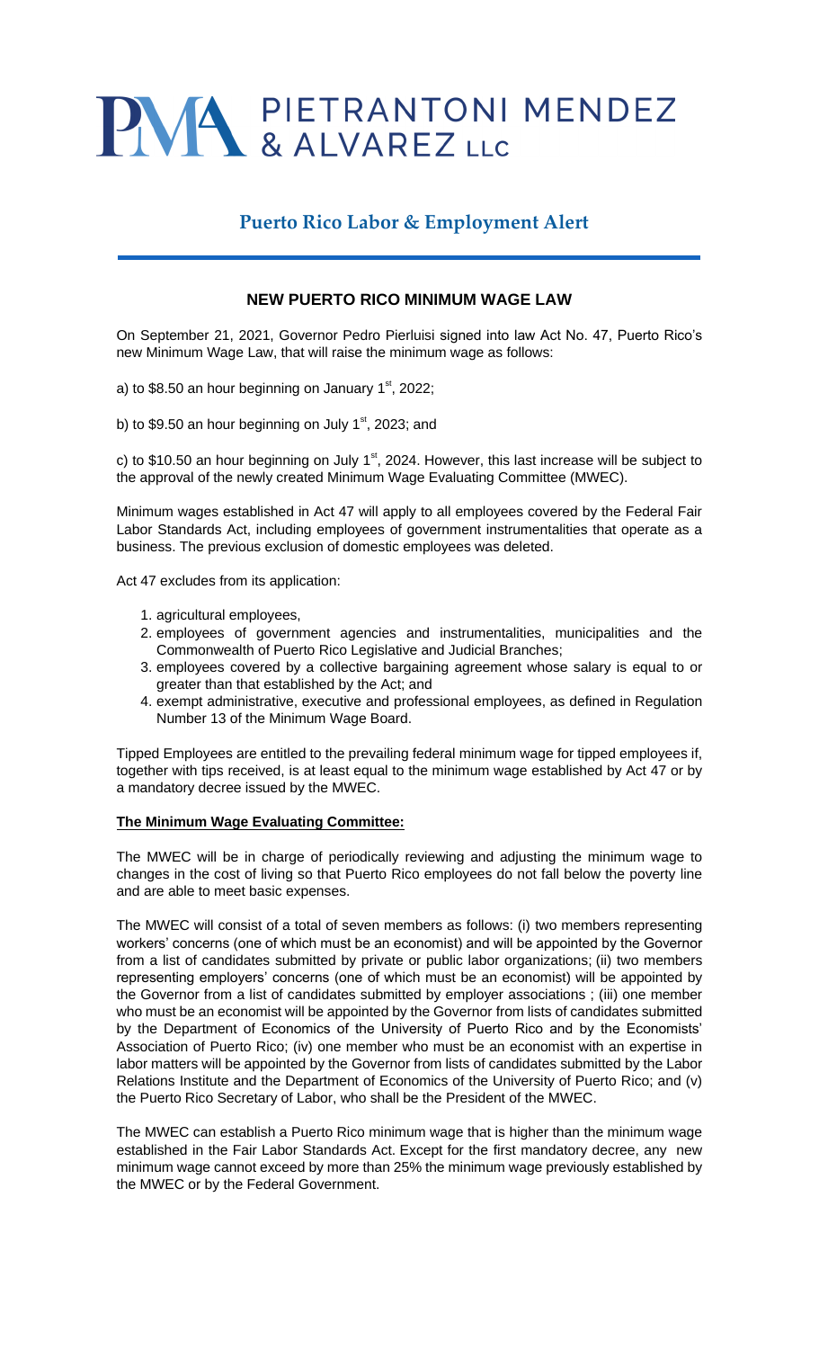# PIETRANTONI MENDEZ & ALVAREZ LLC

## Puerto Rico Labor & Employment Alert

### NEW PUERTO RICO MINIMUM WAGE LAW

On September 21, 2021, Governor Pedro Pierluisi signed into law Act No. 47, Puerto Rico's new Minimum Wage Law, that will raise the minimum wage as follows:

a) to $8.50 an hour beginning on January 1st, 2022;

b) to $9.50 an hour beginning on July 1st, 2023; and

c) to $10.50 an hour beginning on July 1st, 2024. However, this last increase will be subject to the approval of the newly created Minimum Wage Evaluating Committee (MWEC).

Minimum wages established in Act 47 will apply to all employees covered by the Federal Fair Labor Standards Act, including employees of government instrumentalities that operate as a business. The previous exclusion of domestic employees was deleted.

Act 47 excludes from its application:

1. agricultural employees,
2. employees of government agencies and instrumentalities, municipalities and the Commonwealth of Puerto Rico Legislative and Judicial Branches;
3. employees covered by a collective bargaining agreement whose salary is equal to or greater than that established by the Act; and
4. exempt administrative, executive and professional employees, as defined in Regulation Number 13 of the Minimum Wage Board.

Tipped Employees are entitled to the prevailing federal minimum wage for tipped employees if, together with tips received, is at least equal to the minimum wage established by Act 47 or by a mandatory decree issued by the MWEC.

**<u>The Minimum Wage Evaluating Committee:</u>**

The MWEC will be in charge of periodically reviewing and adjusting the minimum wage to changes in the cost of living so that Puerto Rico employees do not fall below the poverty line and are able to meet basic expenses.

The MWEC will consist of a total of seven members as follows: (i) two members representing workers' concerns (one of which must be an economist) and will be appointed by the Governor from a list of candidates submitted by private or public labor organizations; (ii) two members representing employers' concerns (one of which must be an economist) will be appointed by the Governor from a list of candidates submitted by employer associations ; (iii) one member who must be an economist will be appointed by the Governor from lists of candidates submitted by the Department of Economics of the University of Puerto Rico and by the Economists' Association of Puerto Rico; (iv) one member who must be an economist with an expertise in labor matters will be appointed by the Governor from lists of candidates submitted by the Labor Relations Institute and the Department of Economics of the University of Puerto Rico; and (v) the Puerto Rico Secretary of Labor, who shall be the President of the MWEC.

The MWEC can establish a Puerto Rico minimum wage that is higher than the minimum wage established in the Fair Labor Standards Act. Except for the first mandatory decree, any new minimum wage cannot exceed by more than 25% the minimum wage previously established by the MWEC or by the Federal Government.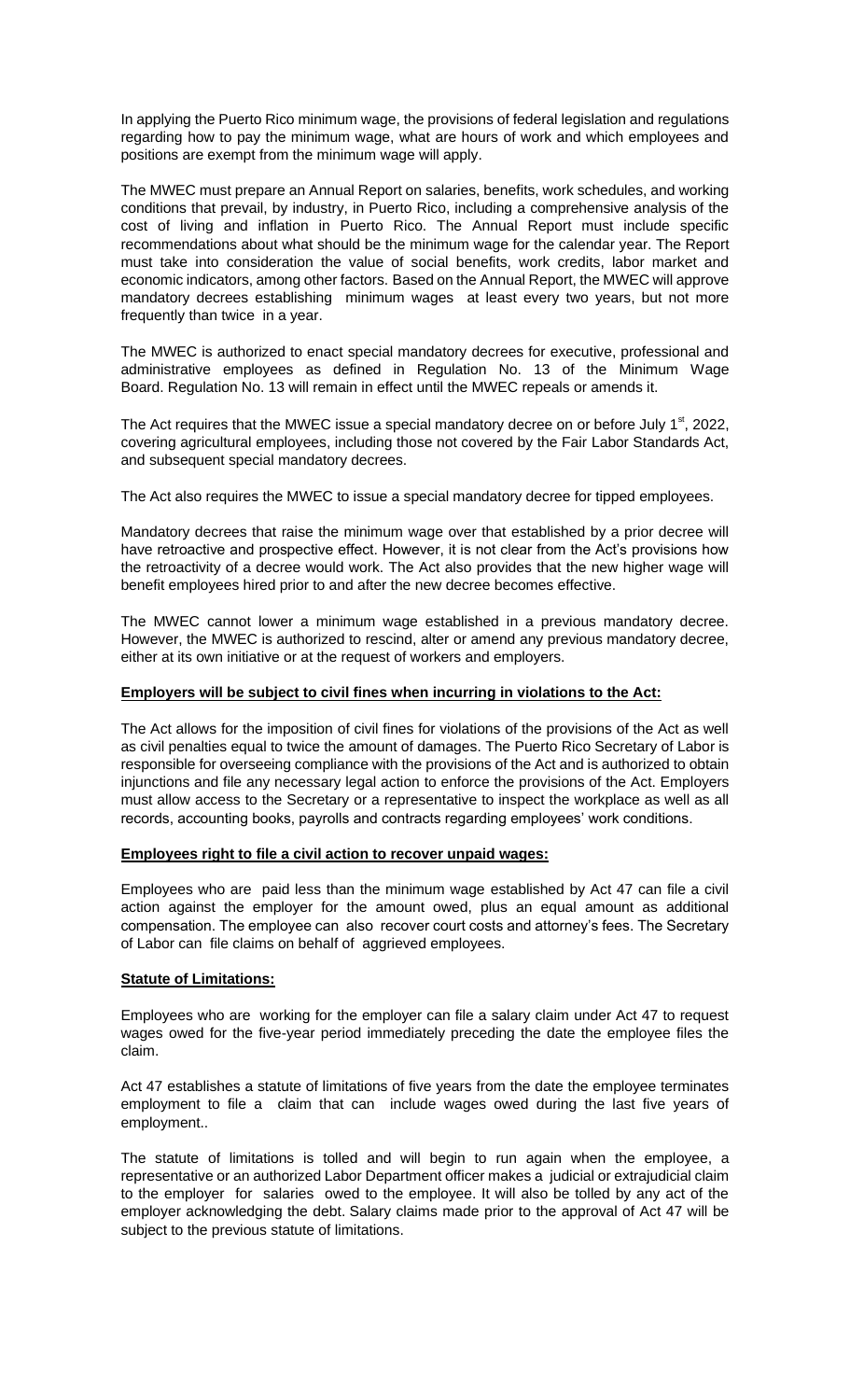In applying the Puerto Rico minimum wage, the provisions of federal legislation and regulations regarding how to pay the minimum wage, what are hours of work and which employees and positions are exempt from the minimum wage will apply.

The MWEC must prepare an Annual Report on salaries, benefits, work schedules, and working conditions that prevail, by industry, in Puerto Rico, including a comprehensive analysis of the cost of living and inflation in Puerto Rico. The Annual Report must include specific recommendations about what should be the minimum wage for the calendar year. The Report must take into consideration the value of social benefits, work credits, labor market and economic indicators, among other factors. Based on the Annual Report, the MWEC will approve mandatory decrees establishing minimum wages at least every two years, but not more frequently than twice in a year.

The MWEC is authorized to enact special mandatory decrees for executive, professional and administrative employees as defined in Regulation No. 13 of the Minimum Wage Board. Regulation No. 13 will remain in effect until the MWEC repeals or amends it.

The Act requires that the MWEC issue a special mandatory decree on or before July 1st, 2022, covering agricultural employees, including those not covered by the Fair Labor Standards Act, and subsequent special mandatory decrees.

The Act also requires the MWEC to issue a special mandatory decree for tipped employees.

Mandatory decrees that raise the minimum wage over that established by a prior decree will have retroactive and prospective effect. However, it is not clear from the Act's provisions how the retroactivity of a decree would work. The Act also provides that the new higher wage will benefit employees hired prior to and after the new decree becomes effective.

The MWEC cannot lower a minimum wage established in a previous mandatory decree. However, the MWEC is authorized to rescind, alter or amend any previous mandatory decree, either at its own initiative or at the request of workers and employers.

**Employers will be subject to civil fines when incurring in violations to the Act:**

The Act allows for the imposition of civil fines for violations of the provisions of the Act as well as civil penalties equal to twice the amount of damages. The Puerto Rico Secretary of Labor is responsible for overseeing compliance with the provisions of the Act and is authorized to obtain injunctions and file any necessary legal action to enforce the provisions of the Act. Employers must allow access to the Secretary or a representative to inspect the workplace as well as all records, accounting books, payrolls and contracts regarding employees' work conditions.

**Employees right to file a civil action to recover unpaid wages:**

Employees who are paid less than the minimum wage established by Act 47 can file a civil action against the employer for the amount owed, plus an equal amount as additional compensation. The employee can also recover court costs and attorney's fees. The Secretary of Labor can file claims on behalf of aggrieved employees.

**Statute of Limitations:**

Employees who are working for the employer can file a salary claim under Act 47 to request wages owed for the five-year period immediately preceding the date the employee files the claim.

Act 47 establishes a statute of limitations of five years from the date the employee terminates employment to file a claim that can include wages owed during the last five years of employment..

The statute of limitations is tolled and will begin to run again when the employee, a representative or an authorized Labor Department officer makes a judicial or extrajudicial claim to the employer for salaries owed to the employee. It will also be tolled by any act of the employer acknowledging the debt. Salary claims made prior to the approval of Act 47 will be subject to the previous statute of limitations.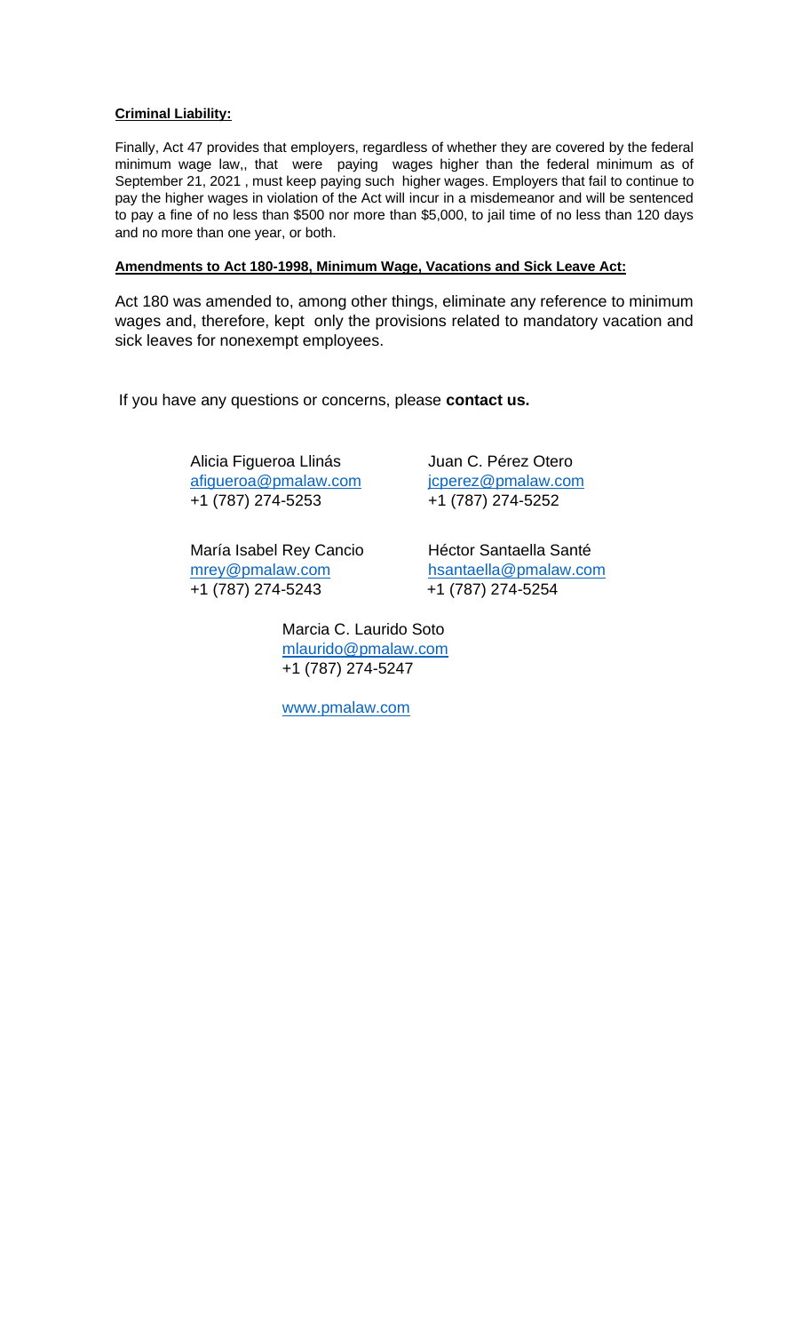**Criminal Liability:**

Finally, Act 47 provides that employers, regardless of whether they are covered by the federal minimum wage law,, that were paying wages higher than the federal minimum as of September 21, 2021 , must keep paying such higher wages. Employers that fail to continue to pay the higher wages in violation of the Act will incur in a misdemeanor and will be sentenced to pay a fine of no less than $500 nor more than $5,000, to jail time of no less than 120 days and no more than one year, or both.

**Amendments to Act 180-1998, Minimum Wage, Vacations and Sick Leave Act:**

Act 180 was amended to, among other things, eliminate any reference to minimum wages and, therefore, kept only the provisions related to mandatory vacation and sick leaves for nonexempt employees.

If you have any questions or concerns, please **contact us.**

Alicia Figueroa Llinás
afigueroa@pmalaw.com
+1 (787) 274-5253

Juan C. Pérez Otero
jcperez@pmalaw.com
+1 (787) 274-5252

María Isabel Rey Cancio
mrey@pmalaw.com
+1 (787) 274-5243

Héctor Santaella Santé
hsantaella@pmalaw.com
+1 (787) 274-5254

Marcia C. Laurido Soto
mlaurido@pmalaw.com
+1 (787) 274-5247

www.pmalaw.com